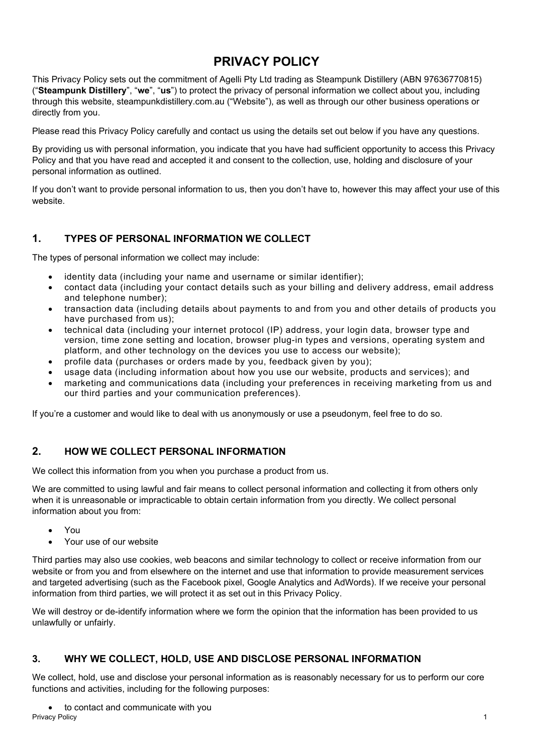# PRIVACY POLICY

This Privacy Policy sets out the commitment of Agelli Pty Ltd trading as Steampunk Distillery (ABN 97636770815) ("**Steampunk Distillery**", "**we**", "**us**") to protect the privacy of personal information we collect about you, including through this website, steampunkdistillery.com.au ("Website"), as well as through our other business operations or directly from you.

Please read this Privacy Policy carefully and contact us using the details set out below if you have any questions.

By providing us with personal information, you indicate that you have had sufficient opportunity to access this Privacy Policy and that you have read and accepted it and consent to the collection, use, holding and disclosure of your personal information as outlined.

If you don't want to provide personal information to us, then you don't have to, however this may affect your use of this website.

## 1. TYPES OF PERSONAL INFORMATION WE COLLECT

The types of personal information we collect may include:

- identity data (including your name and username or similar identifier);
- contact data (including your contact details such as your billing and delivery address, email address and telephone number);
- transaction data (including details about payments to and from you and other details of products you have purchased from us);
- technical data (including your internet protocol (IP) address, your login data, browser type and version, time zone setting and location, browser plug-in types and versions, operating system and platform, and other technology on the devices you use to access our website);
- profile data (purchases or orders made by you, feedback given by you);
- usage data (including information about how you use our website, products and services); and
- marketing and communications data (including your preferences in receiving marketing from us and our third parties and your communication preferences).

If you're a customer and would like to deal with us anonymously or use a pseudonym, feel free to do so.

## 2. HOW WE COLLECT PERSONAL INFORMATION

We collect this information from you when you purchase a product from us.

We are committed to using lawful and fair means to collect personal information and collecting it from others only when it is unreasonable or impracticable to obtain certain information from you directly. We collect personal information about you from:

- You
- Your use of our website

Third parties may also use cookies, web beacons and similar technology to collect or receive information from our website or from you and from elsewhere on the internet and use that information to provide measurement services and targeted advertising (such as the Facebook pixel, Google Analytics and AdWords). If we receive your personal information from third parties, we will protect it as set out in this Privacy Policy.

We will destroy or de-identify information where we form the opinion that the information has been provided to us unlawfully or unfairly.

## 3. WHY WE COLLECT, HOLD, USE AND DISCLOSE PERSONAL INFORMATION

We collect, hold, use and disclose your personal information as is reasonably necessary for us to perform our core functions and activities, including for the following purposes:

- to contact and communicate with you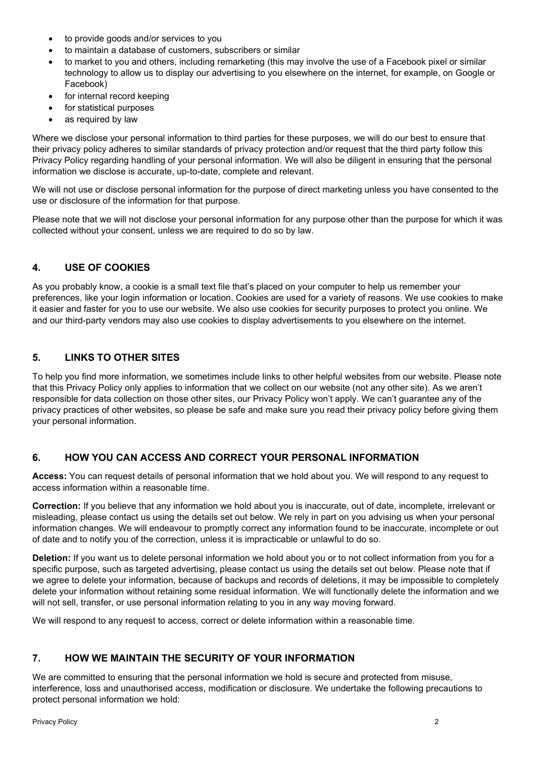- to provide goods and/or services to you
- to maintain a database of customers, subscribers or similar
- to market to you and others, including remarketing (this may involve the use of a Facebook pixel or similar technology to allow us to display our advertising to you elsewhere on the internet, for example, on Google or Facebook)
- for internal record keeping
- for statistical purposes
- as required by law

Where we disclose your personal information to third parties for these purposes, we will do our best to ensure that their privacy policy adheres to similar standards of privacy protection and/or request that the third party follow this Privacy Policy regarding handling of your personal information. We will also be diligent in ensuring that the personal information we disclose is accurate, up-to-date, complete and relevant.

We will not use or disclose personal information for the purpose of direct marketing unless you have consented to the use or disclosure of the information for that purpose.

Please note that we will not disclose your personal information for any purpose other than the purpose for which it was collected without your consent, unless we are required to do so by law.

## 4. USE OF COOKIES

As you probably know, a cookie is a small text file that's placed on your computer to help us remember your preferences, like your login information or location. Cookies are used for a variety of reasons. We use cookies to make it easier and faster for you to use our website. We also use cookies for security purposes to protect you online. We and our third-party vendors may also use cookies to display advertisements to you elsewhere on the internet.

## 5. LINKS TO OTHER SITES

To help you find more information, we sometimes include links to other helpful websites from our website. Please note that this Privacy Policy only applies to information that we collect on our website (not any other site). As we aren't responsible for data collection on those other sites, our Privacy Policy won't apply. We can't guarantee any of the privacy practices of other websites, so please be safe and make sure you read their privacy policy before giving them your personal information.

## 6. HOW YOU CAN ACCESS AND CORRECT YOUR PERSONAL INFORMATION

**Access:** You can request details of personal information that we hold about you. We will respond to any request to access information within a reasonable time.

**Correction:** If you believe that any information we hold about you is inaccurate, out of date, incomplete, irrelevant or misleading, please contact us using the details set out below. We rely in part on you advising us when your personal information changes. We will endeavour to promptly correct any information found to be inaccurate, incomplete or out of date and to notify you of the correction, unless it is impracticable or unlawful to do so.

**Deletion:** If you want us to delete personal information we hold about you or to not collect information from you for a specific purpose, such as targeted advertising, please contact us using the details set out below. Please note that if we agree to delete your information, because of backups and records of deletions, it may be impossible to completely delete your information without retaining some residual information. We will functionally delete the information and we will not sell, transfer, or use personal information relating to you in any way moving forward.

We will respond to any request to access, correct or delete information within a reasonable time.

## 7. HOW WE MAINTAIN THE SECURITY OF YOUR INFORMATION

We are committed to ensuring that the personal information we hold is secure and protected from misuse, interference, loss and unauthorised access, modification or disclosure. We undertake the following precautions to protect personal information we hold: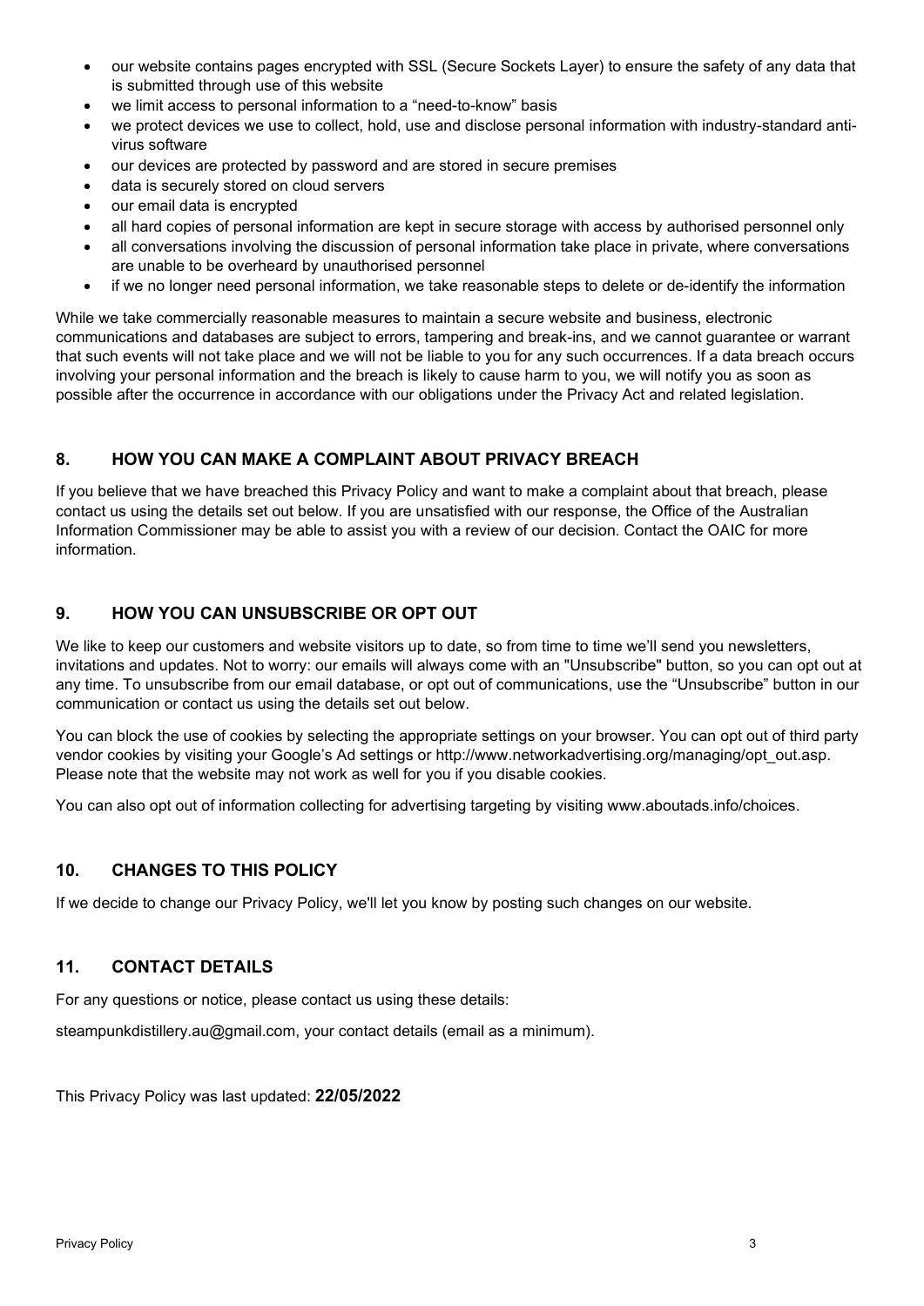- our website contains pages encrypted with SSL (Secure Sockets Layer) to ensure the safety of any data that is submitted through use of this website
- we limit access to personal information to a "need-to-know" basis
- we protect devices we use to collect, hold, use and disclose personal information with industry-standard anti-virus software
- our devices are protected by password and are stored in secure premises
- data is securely stored on cloud servers
- our email data is encrypted
- all hard copies of personal information are kept in secure storage with access by authorised personnel only
- all conversations involving the discussion of personal information take place in private, where conversations are unable to be overheard by unauthorised personnel
- if we no longer need personal information, we take reasonable steps to delete or de-identify the information

While we take commercially reasonable measures to maintain a secure website and business, electronic communications and databases are subject to errors, tampering and break-ins, and we cannot guarantee or warrant that such events will not take place and we will not be liable to you for any such occurrences. If a data breach occurs involving your personal information and the breach is likely to cause harm to you, we will notify you as soon as possible after the occurrence in accordance with our obligations under the Privacy Act and related legislation.

## 8. HOW YOU CAN MAKE A COMPLAINT ABOUT PRIVACY BREACH

If you believe that we have breached this Privacy Policy and want to make a complaint about that breach, please contact us using the details set out below. If you are unsatisfied with our response, the Office of the Australian Information Commissioner may be able to assist you with a review of our decision. Contact the OAIC for more information.

## 9. HOW YOU CAN UNSUBSCRIBE OR OPT OUT

We like to keep our customers and website visitors up to date, so from time to time we'll send you newsletters, invitations and updates. Not to worry: our emails will always come with an "Unsubscribe" button, so you can opt out at any time. To unsubscribe from our email database, or opt out of communications, use the "Unsubscribe" button in our communication or contact us using the details set out below.

You can block the use of cookies by selecting the appropriate settings on your browser. You can opt out of third party vendor cookies by visiting your Google's Ad settings or http://www.networkadvertising.org/managing/opt_out.asp. Please note that the website may not work as well for you if you disable cookies.

You can also opt out of information collecting for advertising targeting by visiting www.aboutads.info/choices.

## 10. CHANGES TO THIS POLICY

If we decide to change our Privacy Policy, we'll let you know by posting such changes on our website.

## 11. CONTACT DETAILS

For any questions or notice, please contact us using these details:

steampunkdistillery.au@gmail.com, your contact details (email as a minimum).

This Privacy Policy was last updated: **22/05/2022**